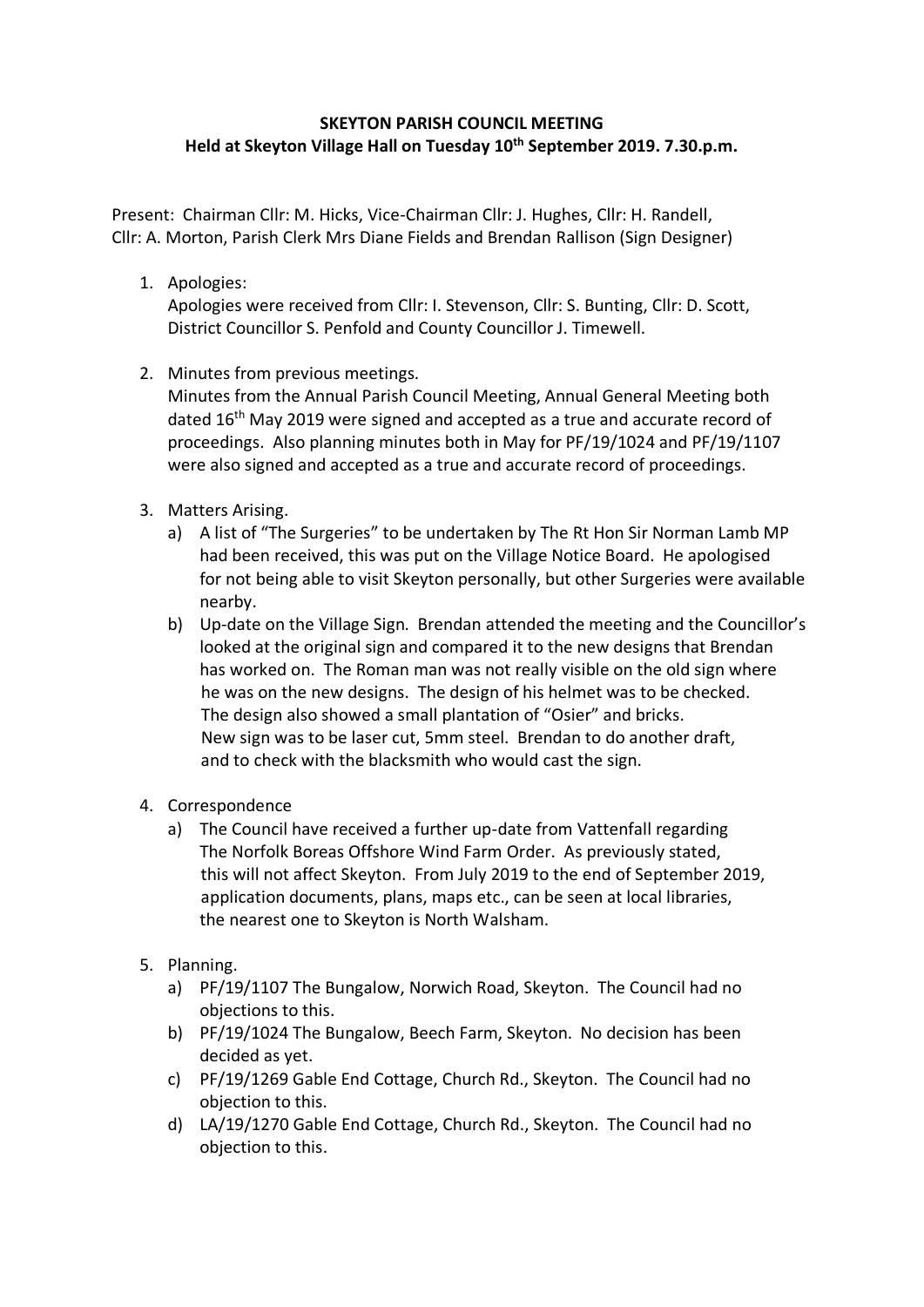**SKEYTON PARISH COUNCIL MEETING**
**Held at Skeyton Village Hall on Tuesday 10th September 2019. 7.30.p.m.**

Present: Chairman Cllr: M. Hicks, Vice-Chairman Cllr: J. Hughes, Cllr: H. Randell, Cllr: A. Morton, Parish Clerk Mrs Diane Fields and Brendan Rallison (Sign Designer)

1. Apologies:
   Apologies were received from Cllr: I. Stevenson, Cllr: S. Bunting, Cllr: D. Scott, District Councillor S. Penfold and County Councillor J. Timewell.

2. Minutes from previous meetings.
   Minutes from the Annual Parish Council Meeting, Annual General Meeting both dated 16th May 2019 were signed and accepted as a true and accurate record of proceedings. Also planning minutes both in May for PF/19/1024 and PF/19/1107 were also signed and accepted as a true and accurate record of proceedings.

3. Matters Arising.
   a) A list of "The Surgeries" to be undertaken by The Rt Hon Sir Norman Lamb MP had been received, this was put on the Village Notice Board. He apologised for not being able to visit Skeyton personally, but other Surgeries were available nearby.
   b) Up-date on the Village Sign. Brendan attended the meeting and the Councillor's looked at the original sign and compared it to the new designs that Brendan has worked on. The Roman man was not really visible on the old sign where he was on the new designs. The design of his helmet was to be checked. The design also showed a small plantation of "Osier" and bricks. New sign was to be laser cut, 5mm steel. Brendan to do another draft, and to check with the blacksmith who would cast the sign.

4. Correspondence
   a) The Council have received a further up-date from Vattenfall regarding The Norfolk Boreas Offshore Wind Farm Order. As previously stated, this will not affect Skeyton. From July 2019 to the end of September 2019, application documents, plans, maps etc., can be seen at local libraries, the nearest one to Skeyton is North Walsham.

5. Planning.
   a) PF/19/1107 The Bungalow, Norwich Road, Skeyton. The Council had no objections to this.
   b) PF/19/1024 The Bungalow, Beech Farm, Skeyton. No decision has been decided as yet.
   c) PF/19/1269 Gable End Cottage, Church Rd., Skeyton. The Council had no objection to this.
   d) LA/19/1270 Gable End Cottage, Church Rd., Skeyton. The Council had no objection to this.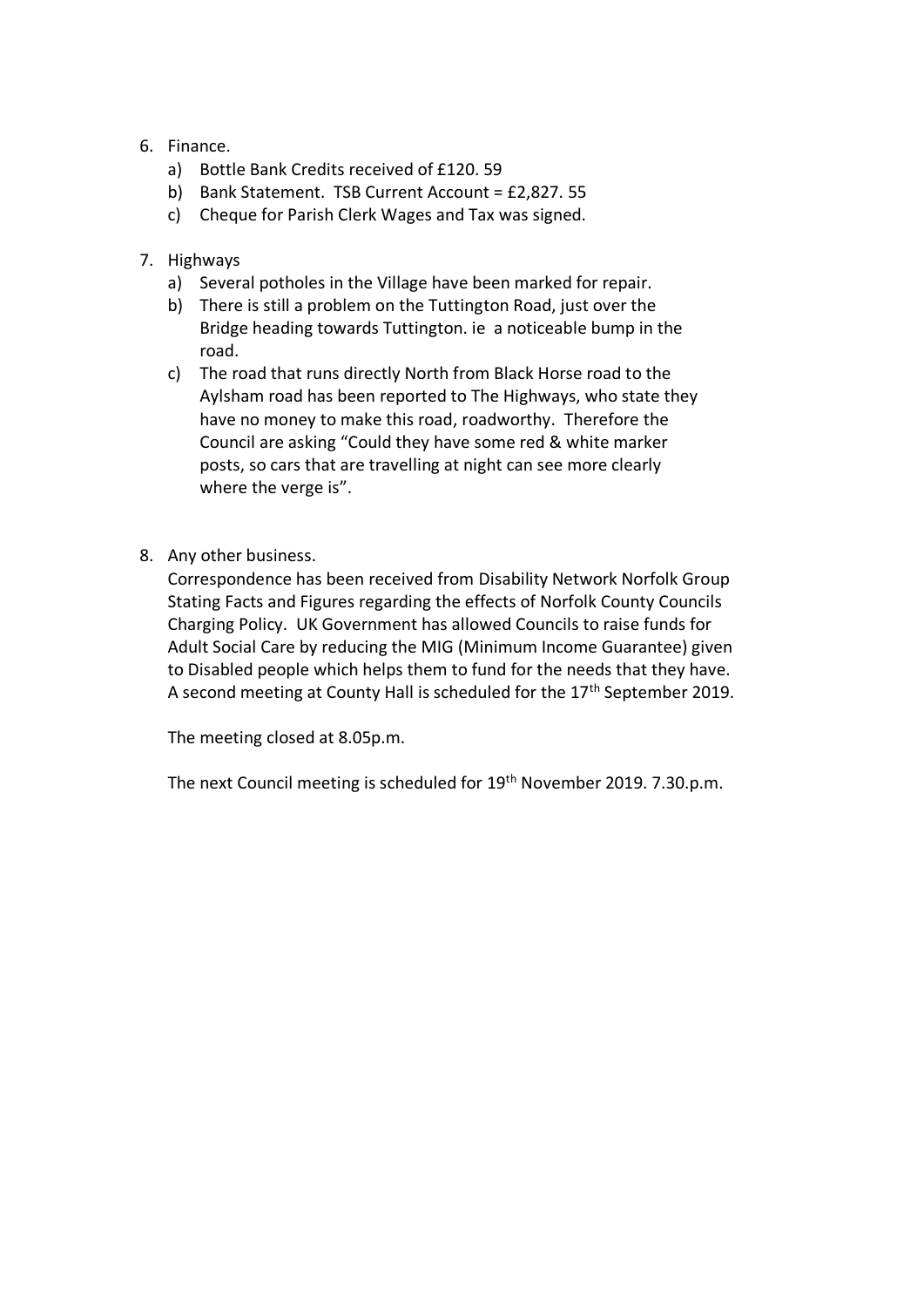6. Finance.
    a) Bottle Bank Credits received of £120. 59
    b) Bank Statement. TSB Current Account = £2,827. 55
    c) Cheque for Parish Clerk Wages and Tax was signed.

7. Highways
    a) Several potholes in the Village have been marked for repair.
    b) There is still a problem on the Tuttington Road, just over the Bridge heading towards Tuttington. ie a noticeable bump in the road.
    c) The road that runs directly North from Black Horse road to the Aylsham road has been reported to The Highways, who state they have no money to make this road, roadworthy. Therefore the Council are asking "Could they have some red & white marker posts, so cars that are travelling at night can see more clearly where the verge is".

8. Any other business.

   Correspondence has been received from Disability Network Norfolk Group Stating Facts and Figures regarding the effects of Norfolk County Councils Charging Policy. UK Government has allowed Councils to raise funds for Adult Social Care by reducing the MIG (Minimum Income Guarantee) given to Disabled people which helps them to fund for the needs that they have. A second meeting at County Hall is scheduled for the 17th September 2019.

   The meeting closed at 8.05p.m.

   The next Council meeting is scheduled for 19th November 2019. 7.30.p.m.